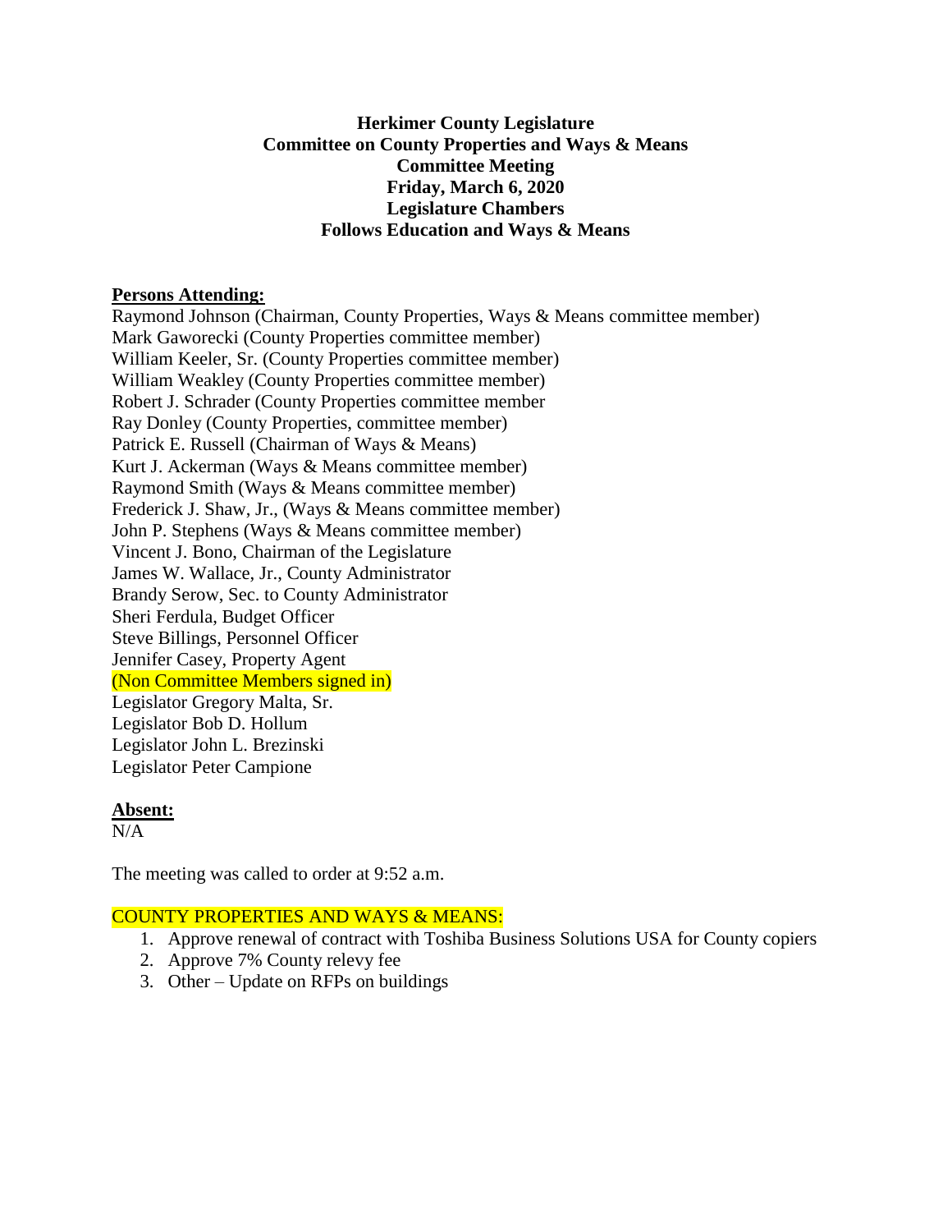**Herkimer County Legislature**
**Committee on County Properties and Ways & Means**
**Committee Meeting**
**Friday, March 6, 2020**
**Legislature Chambers**
**Follows Education and Ways & Means**

**Persons Attending:**

Raymond Johnson (Chairman, County Properties, Ways & Means committee member)
Mark Gaworecki (County Properties committee member)
William Keeler, Sr. (County Properties committee member)
William Weakley (County Properties committee member)
Robert J. Schrader (County Properties committee member
Ray Donley (County Properties, committee member)
Patrick E. Russell (Chairman of Ways & Means)
Kurt J. Ackerman (Ways & Means committee member)
Raymond Smith (Ways & Means committee member)
Frederick J. Shaw, Jr., (Ways & Means committee member)
John P. Stephens (Ways & Means committee member)
Vincent J. Bono, Chairman of the Legislature
James W. Wallace, Jr., County Administrator
Brandy Serow, Sec. to County Administrator
Sheri Ferdula, Budget Officer
Steve Billings, Personnel Officer
Jennifer Casey, Property Agent
(Non Committee Members signed in)
Legislator Gregory Malta, Sr.
Legislator Bob D. Hollum
Legislator John L. Brezinski
Legislator Peter Campione

**Absent:**

N/A

The meeting was called to order at 9:52 a.m.

COUNTY PROPERTIES AND WAYS & MEANS:

1. Approve renewal of contract with Toshiba Business Solutions USA for County copiers
2. Approve 7% County relevy fee
3. Other – Update on RFPs on buildings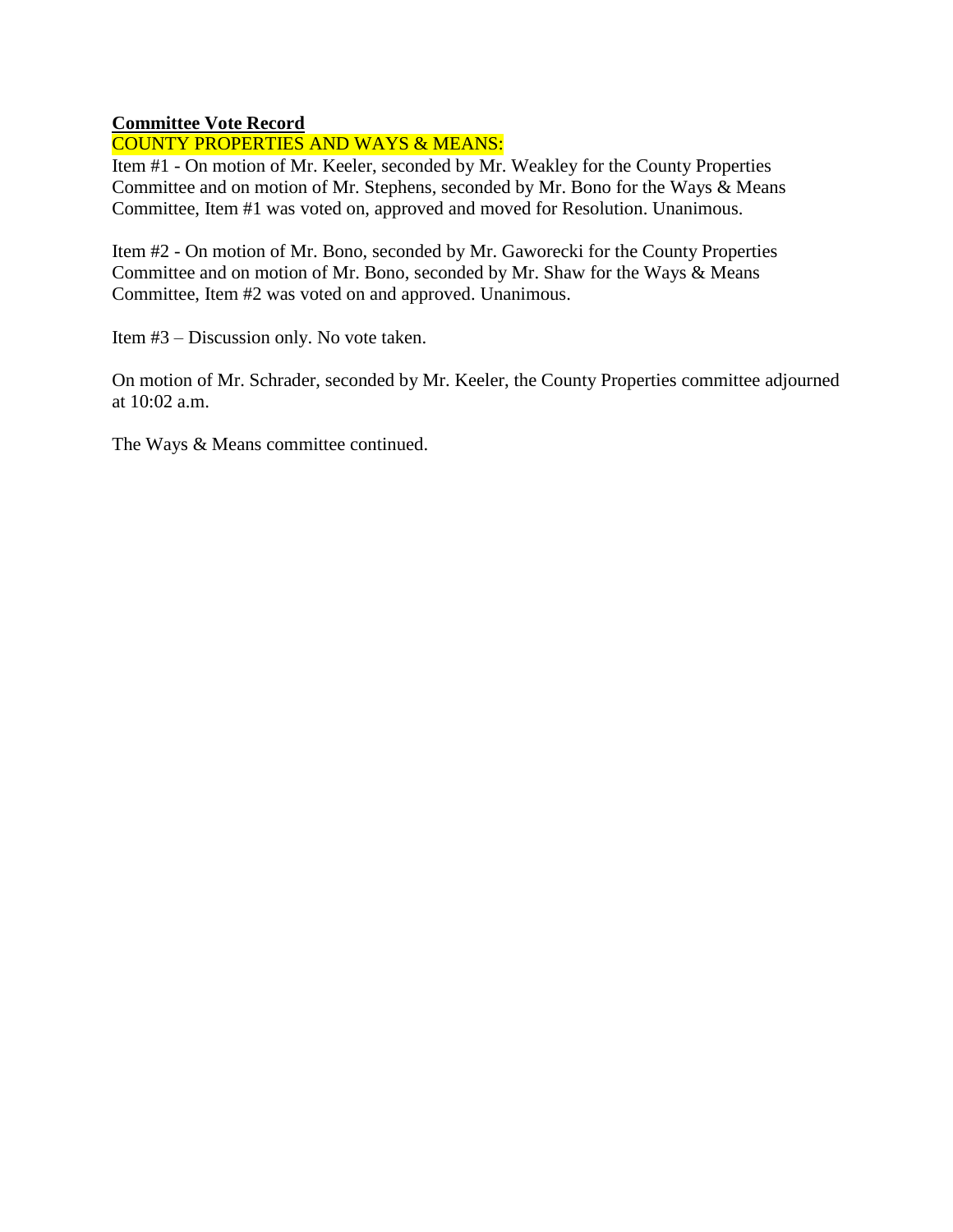**Committee Vote Record**

COUNTY PROPERTIES AND WAYS & MEANS:

Item #1 - On motion of Mr. Keeler, seconded by Mr. Weakley for the County Properties Committee and on motion of Mr. Stephens, seconded by Mr. Bono for the Ways & Means Committee, Item #1 was voted on, approved and moved for Resolution. Unanimous.

Item #2 - On motion of Mr. Bono, seconded by Mr. Gaworecki for the County Properties Committee and on motion of Mr. Bono, seconded by Mr. Shaw for the Ways & Means Committee, Item #2 was voted on and approved. Unanimous.

Item #3 – Discussion only. No vote taken.

On motion of Mr. Schrader, seconded by Mr. Keeler, the County Properties committee adjourned at 10:02 a.m.

The Ways & Means committee continued.